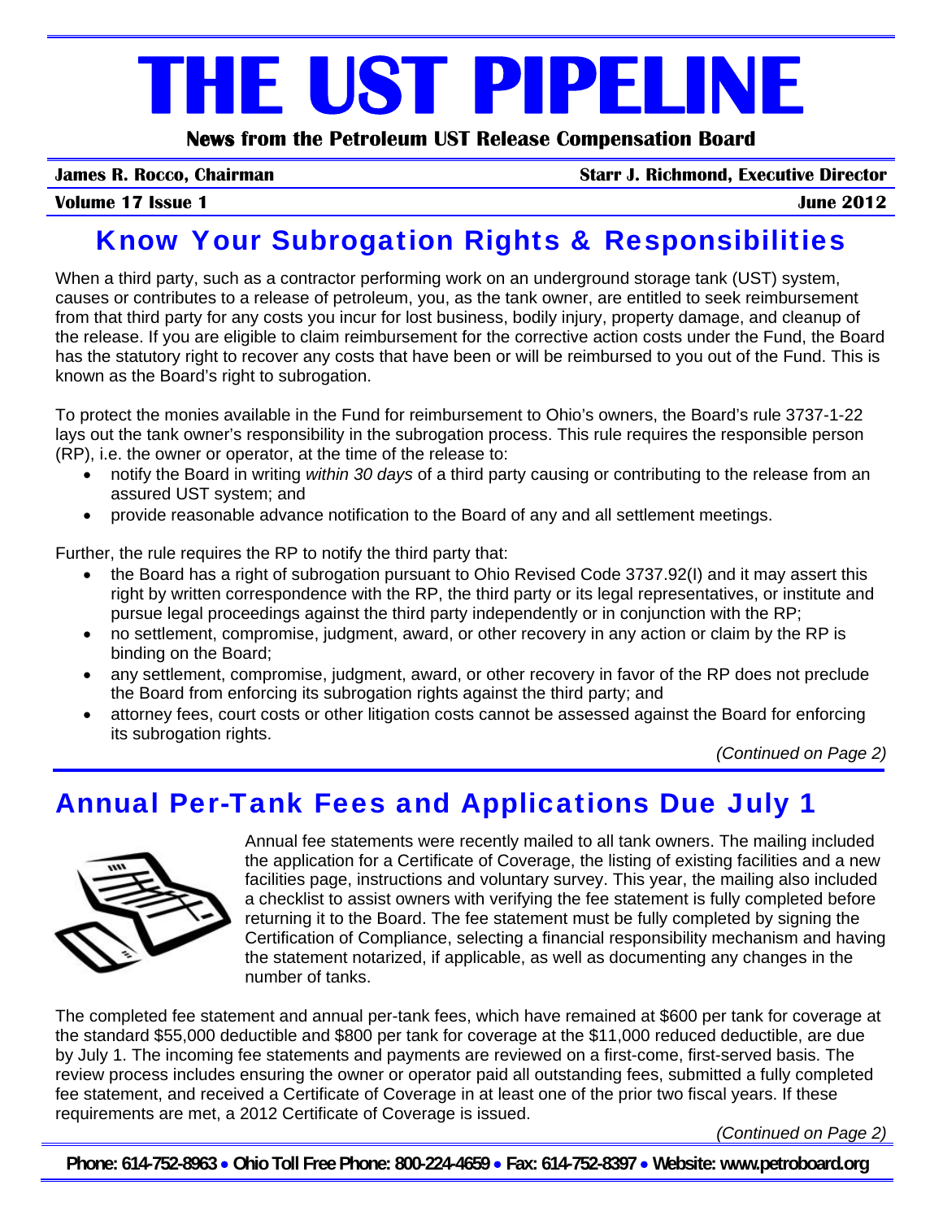# THE UST PIPELINE

**News from the Petroleum UST Release Compensation Board**

**James R. Rocco, Chairman** | **Starr J. Richmond, Executive Director**

**Volume 17 Issue 1** | **June 2012**

## Know Your Subrogation Rights & Responsibilities

When a third party, such as a contractor performing work on an underground storage tank (UST) system, causes or contributes to a release of petroleum, you, as the tank owner, are entitled to seek reimbursement from that third party for any costs you incur for lost business, bodily injury, property damage, and cleanup of the release. If you are eligible to claim reimbursement for the corrective action costs under the Fund, the Board has the statutory right to recover any costs that have been or will be reimbursed to you out of the Fund. This is known as the Board's right to subrogation.

To protect the monies available in the Fund for reimbursement to Ohio's owners, the Board's rule 3737-1-22 lays out the tank owner's responsibility in the subrogation process. This rule requires the responsible person (RP), i.e. the owner or operator, at the time of the release to:

- notify the Board in writing *within 30 days* of a third party causing or contributing to the release from an assured UST system; and
- provide reasonable advance notification to the Board of any and all settlement meetings.

Further, the rule requires the RP to notify the third party that:

- the Board has a right of subrogation pursuant to Ohio Revised Code 3737.92(I) and it may assert this right by written correspondence with the RP, the third party or its legal representatives, or institute and pursue legal proceedings against the third party independently or in conjunction with the RP;
- no settlement, compromise, judgment, award, or other recovery in any action or claim by the RP is binding on the Board;
- any settlement, compromise, judgment, award, or other recovery in favor of the RP does not preclude the Board from enforcing its subrogation rights against the third party; and
- attorney fees, court costs or other litigation costs cannot be assessed against the Board for enforcing its subrogation rights.

*(Continued on Page 2)*

## Annual Per-Tank Fees and Applications Due July 1

Annual fee statements were recently mailed to all tank owners. The mailing included the application for a Certificate of Coverage, the listing of existing facilities and a new facilities page, instructions and voluntary survey. This year, the mailing also included a checklist to assist owners with verifying the fee statement is fully completed before returning it to the Board. The fee statement must be fully completed by signing the Certification of Compliance, selecting a financial responsibility mechanism and having the statement notarized, if applicable, as well as documenting any changes in the number of tanks.

The completed fee statement and annual per-tank fees, which have remained at $600 per tank for coverage at the standard $55,000 deductible and $800 per tank for coverage at the $11,000 reduced deductible, are due by July 1. The incoming fee statements and payments are reviewed on a first-come, first-served basis. The review process includes ensuring the owner or operator paid all outstanding fees, submitted a fully completed fee statement, and received a Certificate of Coverage in at least one of the prior two fiscal years. If these requirements are met, a 2012 Certificate of Coverage is issued.

*(Continued on Page 2)*

**Phone: 614-752-8963 • Ohio Toll Free Phone: 800-224-4659 • Fax: 614-752-8397 • Website: www.petroboard.org**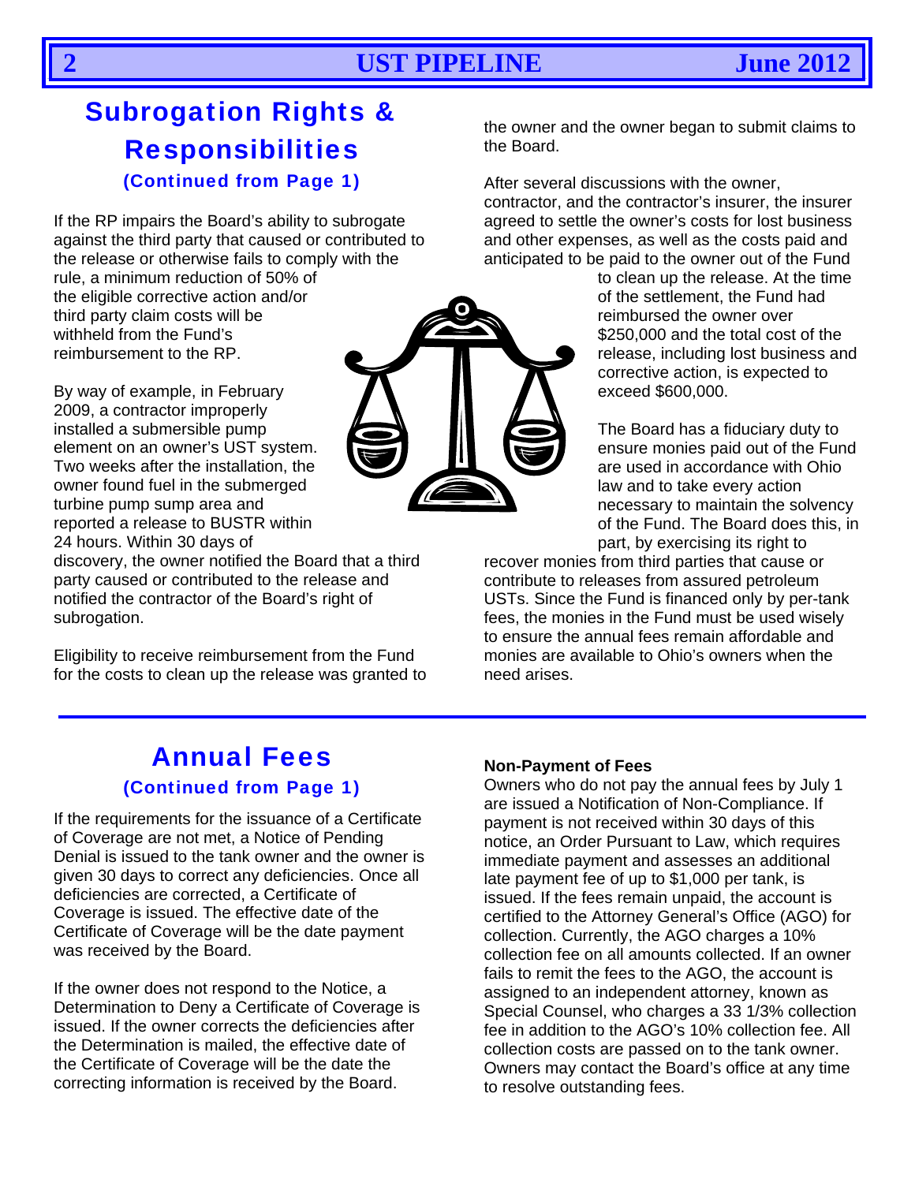## Subrogation Rights & Responsibilities

**(Continued from Page 1)**

If the RP impairs the Board's ability to subrogate against the third party that caused or contributed to the release or otherwise fails to comply with the rule, a minimum reduction of 50% of the eligible corrective action and/or third party claim costs will be withheld from the Fund's reimbursement to the RP.

By way of example, in February 2009, a contractor improperly installed a submersible pump element on an owner's UST system. Two weeks after the installation, the owner found fuel in the submerged turbine pump sump area and reported a release to BUSTR within 24 hours. Within 30 days of discovery, the owner notified the Board that a third party caused or contributed to the release and notified the contractor of the Board's right of subrogation.

Eligibility to receive reimbursement from the Fund for the costs to clean up the release was granted to the owner and the owner began to submit claims to the Board.

After several discussions with the owner, contractor, and the contractor's insurer, the insurer agreed to settle the owner's costs for lost business and other expenses, as well as the costs paid and anticipated to be paid to the owner out of the Fund to clean up the release. At the time of the settlement, the Fund had reimbursed the owner over $250,000 and the total cost of the release, including lost business and corrective action, is expected to exceed $600,000.

The Board has a fiduciary duty to ensure monies paid out of the Fund are used in accordance with Ohio law and to take every action necessary to maintain the solvency of the Fund. The Board does this, in part, by exercising its right to recover monies from third parties that cause or contribute to releases from assured petroleum USTs. Since the Fund is financed only by per-tank fees, the monies in the Fund must be used wisely to ensure the annual fees remain affordable and monies are available to Ohio's owners when the need arises.

## Annual Fees

**(Continued from Page 1)**

If the requirements for the issuance of a Certificate of Coverage are not met, a Notice of Pending Denial is issued to the tank owner and the owner is given 30 days to correct any deficiencies. Once all deficiencies are corrected, a Certificate of Coverage is issued. The effective date of the Certificate of Coverage will be the date payment was received by the Board.

If the owner does not respond to the Notice, a Determination to Deny a Certificate of Coverage is issued. If the owner corrects the deficiencies after the Determination is mailed, the effective date of the Certificate of Coverage will be the date the correcting information is received by the Board.

**Non-Payment of Fees**

Owners who do not pay the annual fees by July 1 are issued a Notification of Non-Compliance. If payment is not received within 30 days of this notice, an Order Pursuant to Law, which requires immediate payment and assesses an additional late payment fee of up to $1,000 per tank, is issued. If the fees remain unpaid, the account is certified to the Attorney General's Office (AGO) for collection. Currently, the AGO charges a 10% collection fee on all amounts collected. If an owner fails to remit the fees to the AGO, the account is assigned to an independent attorney, known as Special Counsel, who charges a 33 1/3% collection fee in addition to the AGO's 10% collection fee. All collection costs are passed on to the tank owner. Owners may contact the Board's office at any time to resolve outstanding fees.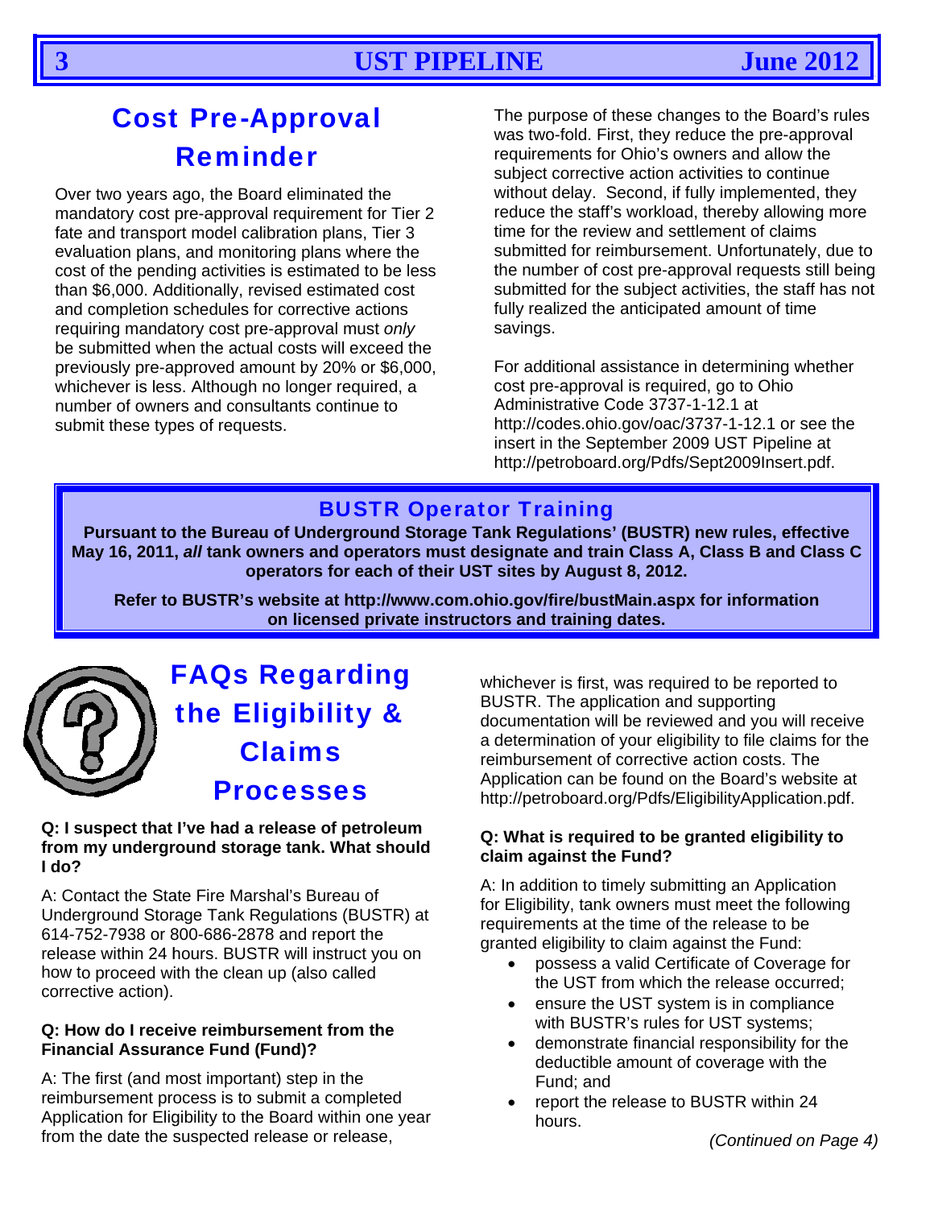## Cost Pre-Approval Reminder

Over two years ago, the Board eliminated the mandatory cost pre-approval requirement for Tier 2 fate and transport model calibration plans, Tier 3 evaluation plans, and monitoring plans where the cost of the pending activities is estimated to be less than $6,000. Additionally, revised estimated cost and completion schedules for corrective actions requiring mandatory cost pre-approval must *only* be submitted when the actual costs will exceed the previously pre-approved amount by 20% or $6,000, whichever is less. Although no longer required, a number of owners and consultants continue to submit these types of requests.

The purpose of these changes to the Board's rules was two-fold. First, they reduce the pre-approval requirements for Ohio's owners and allow the subject corrective action activities to continue without delay. Second, if fully implemented, they reduce the staff's workload, thereby allowing more time for the review and settlement of claims submitted for reimbursement. Unfortunately, due to the number of cost pre-approval requests still being submitted for the subject activities, the staff has not fully realized the anticipated amount of time savings.

For additional assistance in determining whether cost pre-approval is required, go to Ohio Administrative Code 3737-1-12.1 at http://codes.ohio.gov/oac/3737-1-12.1 or see the insert in the September 2009 UST Pipeline at http://petroboard.org/Pdfs/Sept2009Insert.pdf.

## BUSTR Operator Training

**Pursuant to the Bureau of Underground Storage Tank Regulations' (BUSTR) new rules, effective May 16, 2011, *all* tank owners and operators must designate and train Class A, Class B and Class C operators for each of their UST sites by August 8, 2012.**

**Refer to BUSTR's website at http://www.com.ohio.gov/fire/bustMain.aspx for information on licensed private instructors and training dates.**

## FAQs Regarding the Eligibility & Claims Processes

**Q: I suspect that I've had a release of petroleum from my underground storage tank. What should I do?**

A: Contact the State Fire Marshal's Bureau of Underground Storage Tank Regulations (BUSTR) at 614-752-7938 or 800-686-2878 and report the release within 24 hours. BUSTR will instruct you on how to proceed with the clean up (also called corrective action).

**Q: How do I receive reimbursement from the Financial Assurance Fund (Fund)?**

A: The first (and most important) step in the reimbursement process is to submit a completed Application for Eligibility to the Board within one year from the date the suspected release or release, whichever is first, was required to be reported to BUSTR. The application and supporting documentation will be reviewed and you will receive a determination of your eligibility to file claims for the reimbursement of corrective action costs. The Application can be found on the Board's website at http://petroboard.org/Pdfs/EligibilityApplication.pdf.

**Q: What is required to be granted eligibility to claim against the Fund?**

A: In addition to timely submitting an Application for Eligibility, tank owners must meet the following requirements at the time of the release to be granted eligibility to claim against the Fund:

- possess a valid Certificate of Coverage for the UST from which the release occurred;
- ensure the UST system is in compliance with BUSTR's rules for UST systems;
- demonstrate financial responsibility for the deductible amount of coverage with the Fund; and
- report the release to BUSTR within 24 hours.

*(Continued on Page 4)*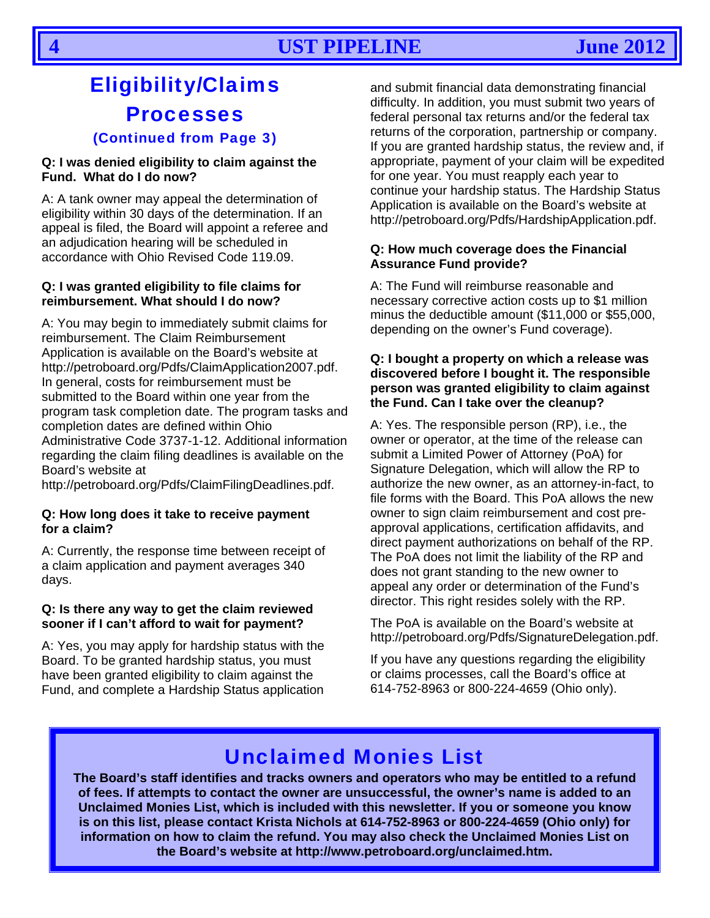# Eligibility/Claims Processes

### (Continued from Page 3)

**Q: I was denied eligibility to claim against the Fund. What do I do now?**

A: A tank owner may appeal the determination of eligibility within 30 days of the determination. If an appeal is filed, the Board will appoint a referee and an adjudication hearing will be scheduled in accordance with Ohio Revised Code 119.09.

**Q: I was granted eligibility to file claims for reimbursement. What should I do now?**

A: You may begin to immediately submit claims for reimbursement. The Claim Reimbursement Application is available on the Board's website at http://petroboard.org/Pdfs/ClaimApplication2007.pdf. In general, costs for reimbursement must be submitted to the Board within one year from the program task completion date. The program tasks and completion dates are defined within Ohio Administrative Code 3737-1-12. Additional information regarding the claim filing deadlines is available on the Board's website at http://petroboard.org/Pdfs/ClaimFilingDeadlines.pdf.

**Q: How long does it take to receive payment for a claim?**

A: Currently, the response time between receipt of a claim application and payment averages 340 days.

**Q: Is there any way to get the claim reviewed sooner if I can't afford to wait for payment?**

A: Yes, you may apply for hardship status with the Board. To be granted hardship status, you must have been granted eligibility to claim against the Fund, and complete a Hardship Status application and submit financial data demonstrating financial difficulty. In addition, you must submit two years of federal personal tax returns and/or the federal tax returns of the corporation, partnership or company. If you are granted hardship status, the review and, if appropriate, payment of your claim will be expedited for one year. You must reapply each year to continue your hardship status. The Hardship Status Application is available on the Board's website at http://petroboard.org/Pdfs/HardshipApplication.pdf.

**Q: How much coverage does the Financial Assurance Fund provide?**

A: The Fund will reimburse reasonable and necessary corrective action costs up to $1 million minus the deductible amount ($11,000 or $55,000, depending on the owner's Fund coverage).

**Q: I bought a property on which a release was discovered before I bought it. The responsible person was granted eligibility to claim against the Fund. Can I take over the cleanup?**

A: Yes. The responsible person (RP), i.e., the owner or operator, at the time of the release can submit a Limited Power of Attorney (PoA) for Signature Delegation, which will allow the RP to authorize the new owner, as an attorney-in-fact, to file forms with the Board. This PoA allows the new owner to sign claim reimbursement and cost pre-approval applications, certification affidavits, and direct payment authorizations on behalf of the RP. The PoA does not limit the liability of the RP and does not grant standing to the new owner to appeal any order or determination of the Fund's director. This right resides solely with the RP.

The PoA is available on the Board's website at http://petroboard.org/Pdfs/SignatureDelegation.pdf.

If you have any questions regarding the eligibility or claims processes, call the Board's office at 614-752-8963 or 800-224-4659 (Ohio only).

## Unclaimed Monies List

**The Board's staff identifies and tracks owners and operators who may be entitled to a refund of fees. If attempts to contact the owner are unsuccessful, the owner's name is added to an Unclaimed Monies List, which is included with this newsletter. If you or someone you know is on this list, please contact Krista Nichols at 614-752-8963 or 800-224-4659 (Ohio only) for information on how to claim the refund. You may also check the Unclaimed Monies List on the Board's website at http://www.petroboard.org/unclaimed.htm.**